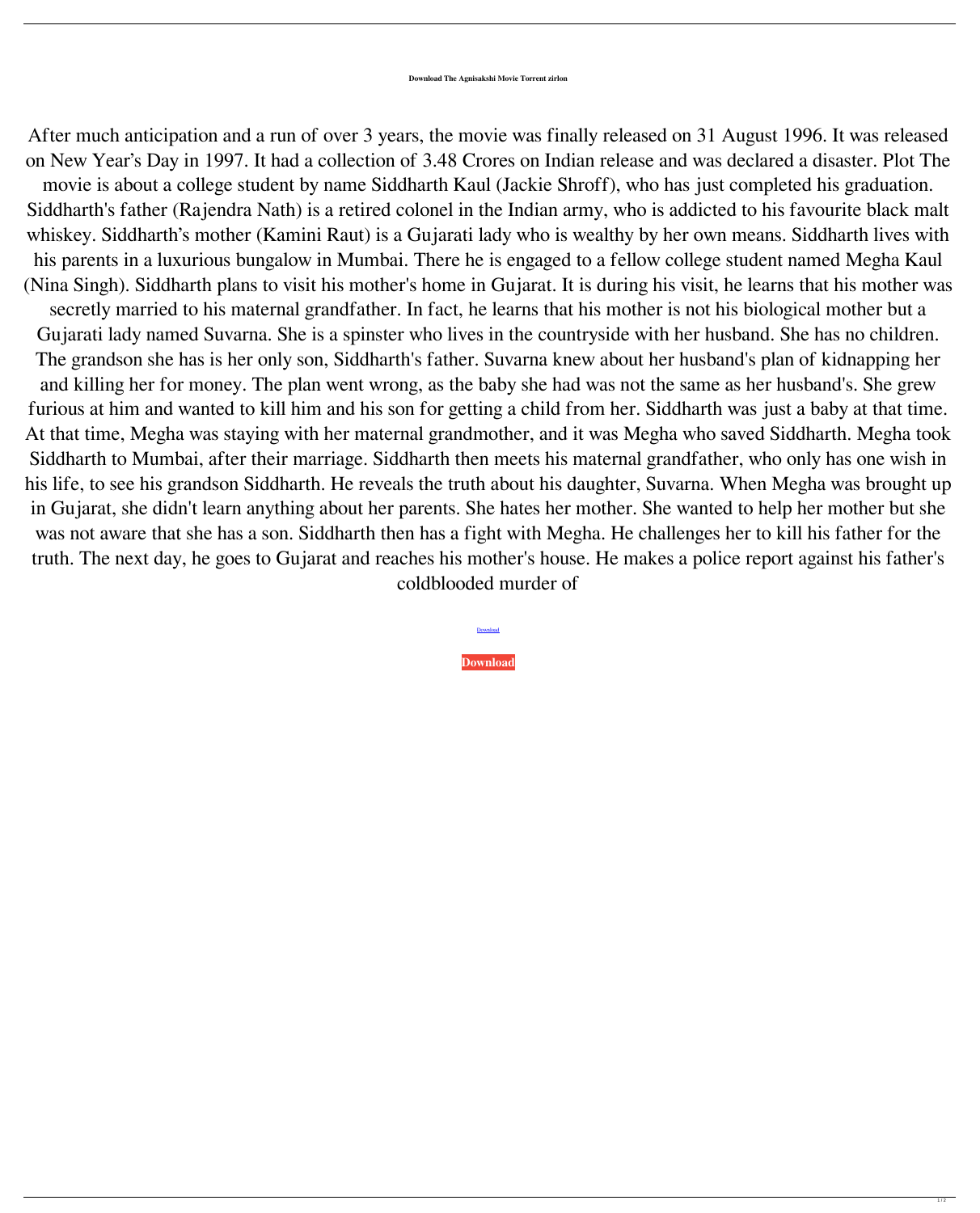**Download The Agnisakshi Movie Torrent zirlon**

After much anticipation and a run of over 3 years, the movie was finally released on 31 August 1996. It was released on New Year's Day in 1997. It had a collection of 3.48 Crores on Indian release and was declared a disaster. Plot The movie is about a college student by name Siddharth Kaul (Jackie Shroff), who has just completed his graduation. Siddharth's father (Rajendra Nath) is a retired colonel in the Indian army, who is addicted to his favourite black malt whiskey. Siddharth's mother (Kamini Raut) is a Gujarati lady who is wealthy by her own means. Siddharth lives with his parents in a luxurious bungalow in Mumbai. There he is engaged to a fellow college student named Megha Kaul (Nina Singh). Siddharth plans to visit his mother's home in Gujarat. It is during his visit, he learns that his mother was secretly married to his maternal grandfather. In fact, he learns that his mother is not his biological mother but a Gujarati lady named Suvarna. She is a spinster who lives in the countryside with her husband. She has no children. The grandson she has is her only son, Siddharth's father. Suvarna knew about her husband's plan of kidnapping her and killing her for money. The plan went wrong, as the baby she had was not the same as her husband's. She grew furious at him and wanted to kill him and his son for getting a child from her. Siddharth was just a baby at that time. At that time, Megha was staying with her maternal grandmother, and it was Megha who saved Siddharth. Megha took Siddharth to Mumbai, after their marriage. Siddharth then meets his maternal grandfather, who only has one wish in his life, to see his grandson Siddharth. He reveals the truth about his daughter, Suvarna. When Megha was brought up in Gujarat, she didn't learn anything about her parents. She hates her mother. She wanted to help her mother but she was not aware that she has a son. Siddharth then has a fight with Megha. He challenges her to kill his father for the truth. The next day, he goes to Gujarat and reaches his mother's house. He makes a police report against his father's coldblooded murder of

Download

**Download**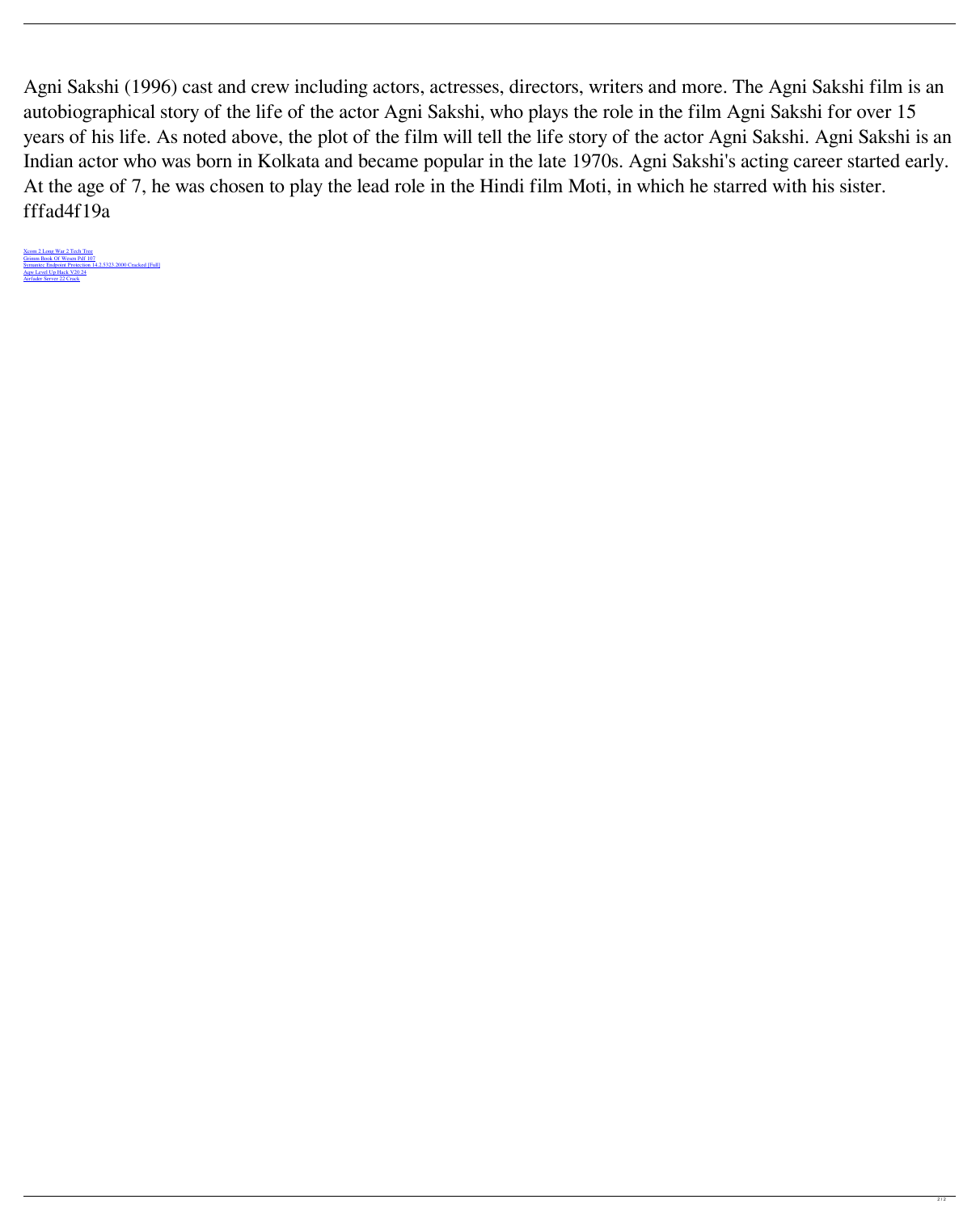Agni Sakshi (1996) cast and crew including actors, actresses, directors, writers and more. The Agni Sakshi film is an autobiographical story of the life of the actor Agni Sakshi, who plays the role in the film Agni Sakshi for over 15 years of his life. As noted above, the plot of the film will tell the life story of the actor Agni Sakshi. Agni Sakshi is an Indian actor who was born in Kolkata and became popular in the late 1970s. Agni Sakshi's acting career started early. At the age of 7, he was chosen to play the lead role in the Hindi film Moti, in which he starred with his sister. fffad4f19a

[Xcom 2 Long War 2 Tech Tree](#)
[Grimm Book Of Wesen Pdf 107](#)
[Symantec Endpoint Protection 14.2.5323.2000 Cracked [Full]](#)
[Agar Level Up Hack V20 24](#)
[Airfader Server 22 Crack](#)